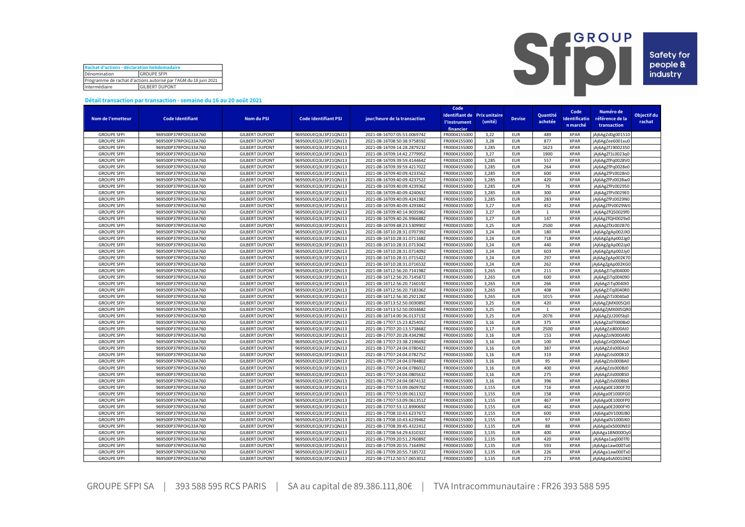| Rachat d'actions - déclaration hebdomadaire | |
|---|---|
| Dénomination | GROUPE SFPI |
| Programme de rachat d'actions autorisé par l'AGM du 18 juin 2021 | |
| Intermédiaire | GILBERT DUPONT |

**Détail transaction par transaction - semaine du 16 au 20 août 2021**

| Nom de l'emetteur | Code Identifiant | Nom du PSI | Code Identifiant PSI | jour/heure de la transaction | Code Identifiant de l'instrument financier | Prix unitaire (unité) | Devise | Quantité achetée | Code Identification marché | Numéro de référence de la transaction | Objectif du rachat |
|---|---|---|---|---|---|---|---|---|---|---|---|
| GROUPE SFPI | 969500P37RPOIG33A760 | GILBERT DUPONT | 969500UEQ3U3P21QNJ13 | 2021-08-16T07:05:53.006974Z | FR0004155000 | 3,22 | EUR | 489 | XPAR | jAj6AgZd0g001510 | |
| GROUPE SFPI | 969500P37RPOIG33A760 | GILBERT DUPONT | 969500UEQ3U3P21QNJ13 | 2021-08-16T08:50:38.975859Z | FR0004155000 | 3,28 | EUR | 877 | XPAR | jAj6AgZee6001xu0 | |
| GROUPE SFPI | 969500P37RPOIG33A760 | GILBERT DUPONT | 969500UEQ3U3P21QNJ13 | 2021-08-16T09:14:28.287923Z | FR0004155000 | 3,285 | EUR | 1623 | XPAR | jAj6AgZf19002350 | |
| GROUPE SFPI | 969500P37RPOIG33A760 | GILBERT DUPONT | 969500UEQ3U3P21QNJ13 | 2021-08-16T09:14:42.277995Z | FR0004155000 | 3,27 | EUR | 1900 | XPAR | jAj6AgZf1L0023q0 | |
| GROUPE SFPI | 969500P37RPOIG33A760 | GILBERT DUPONT | 969500UEQ3U3P21QNJ13 | 2021-08-16T09:39:59.414464Z | FR0004155000 | 3,285 | EUR | 557 | XPAR | jAj6AgZfPq0028V0 | |
| GROUPE SFPI | 969500P37RPOIG33A760 | GILBERT DUPONT | 969500UEQ3U3P21QNJ13 | 2021-08-16T09:39:59.421702Z | FR0004155000 | 3,285 | EUR | 264 | XPAR | jAj6AgZfPq0028e0 | |
| GROUPE SFPI | 969500P37RPOIG33A760 | GILBERT DUPONT | 969500UEQ3U3P21QNJ13 | 2021-08-16T09:40:09.423356Z | FR0004155000 | 3,285 | EUR | 600 | XPAR | jAj6AgZfPz0028n0 | |
| GROUPE SFPI | 969500P37RPOIG33A760 | GILBERT DUPONT | 969500UEQ3U3P21QNJ13 | 2021-08-16T09:40:09.423752Z | FR0004155000 | 3,285 | EUR | 420 | XPAR | jAj6AgZfPz0028w0 | |
| GROUPE SFPI | 969500P37RPOIG33A760 | GILBERT DUPONT | 969500UEQ3U3P21QNJ13 | 2021-08-16T09:40:09.423936Z | FR0004155000 | 3,285 | EUR | 76 | XPAR | jAj6AgZfPz002950 | |
| GROUPE SFPI | 969500P37RPOIG33A760 | GILBERT DUPONT | 969500UEQ3U3P21QNJ13 | 2021-08-16T09:40:09.424063Z | FR0004155000 | 3,285 | EUR | 300 | XPAR | jAj6AgZfPz0029E0 | |
| GROUPE SFPI | 969500P37RPOIG33A760 | GILBERT DUPONT | 969500UEQ3U3P21QNJ13 | 2021-08-16T09:40:09.424198Z | FR0004155000 | 3,285 | EUR | 283 | XPAR | jAj6AgZfPz0029N0 | |
| GROUPE SFPI | 969500P37RPOIG33A760 | GILBERT DUPONT | 969500UEQ3U3P21QNJ13 | 2021-08-16T09:40:09.429384Z | FR0004155000 | 3,27 | EUR | 452 | XPAR | jAj6AgZfPz0029W0 | |
| GROUPE SFPI | 969500P37RPOIG33A760 | GILBERT DUPONT | 969500UEQ3U3P21QNJ13 | 2021-08-16T09:40:14.903596Z | FR0004155000 | 3,27 | EUR | 1 | XPAR | jAj6AgZfQ50029f0 | |
| GROUPE SFPI | 969500P37RPOIG33A760 | GILBERT DUPONT | 969500UEQ3U3P21QNJ13 | 2021-08-16T09:40:26.996688Z | FR0004155000 | 3,27 | EUR | 147 | XPAR | jAj6AgZfQH0029x0 | |
| GROUPE SFPI | 969500P37RPOIG33A760 | GILBERT DUPONT | 969500UEQ3U3P21QNJ13 | 2021-08-16T09:48:23.530990Z | FR0004155000 | 3,25 | EUR | 2500 | XPAR | jAj6AgZfXz002B70 | |
| GROUPE SFPI | 969500P37RPOIG33A760 | GILBERT DUPONT | 969500UEQ3U3P21QNJ13 | 2021-08-16T10:28:31.070739Z | FR0004155000 | 3,24 | EUR | 180 | XPAR | jAj6AgZgAp002JX0 | |
| GROUPE SFPI | 969500P37RPOIG33A760 | GILBERT DUPONT | 969500UEQ3U3P21QNJ13 | 2021-08-16T10:28:31.071168Z | FR0004155000 | 3,24 | EUR | 718 | XPAR | jAj6AgZgAp002Jg0 | |
| GROUPE SFPI | 969500P37RPOIG33A760 | GILBERT DUPONT | 969500UEQ3U3P21QNJ13 | 2021-08-16T10:28:31.071304Z | FR0004155000 | 3,24 | EUR | 440 | XPAR | jAj6AgZgAp002Jp0 | |
| GROUPE SFPI | 969500P37RPOIG33A760 | GILBERT DUPONT | 969500UEQ3U3P21QNJ13 | 2021-08-16T10:28:31.071409Z | FR0004155000 | 3,24 | EUR | 603 | XPAR | jAj6AgZgAp002Jy0 | |
| GROUPE SFPI | 969500P37RPOIG33A760 | GILBERT DUPONT | 969500UEQ3U3P21QNJ13 | 2021-08-16T10:28:31.071542Z | FR0004155000 | 3,24 | EUR | 297 | XPAR | jAj6AgZgAp002K70 | |
| GROUPE SFPI | 969500P37RPOIG33A760 | GILBERT DUPONT | 969500UEQ3U3P21QNJ13 | 2021-08-16T10:28:31.071653Z | FR0004155000 | 3,24 | EUR | 262 | XPAR | jAj6AgZgAp002KG0 | |
| GROUPE SFPI | 969500P37RPOIG33A760 | GILBERT DUPONT | 969500UEQ3U3P21QNJ13 | 2021-08-16T12:56:20.714198Z | FR0004155000 | 3,265 | EUR | 211 | XPAR | jAj6AgZiTq004000 | |
| GROUPE SFPI | 969500P37RPOIG33A760 | GILBERT DUPONT | 969500UEQ3U3P21QNJ13 | 2021-08-16T12:56:20.714587Z | FR0004155000 | 3,265 | EUR | 600 | XPAR | jAj6AgZiTq004090 | |
| GROUPE SFPI | 969500P37RPOIG33A760 | GILBERT DUPONT | 969500UEQ3U3P21QNJ13 | 2021-08-16T12:56:20.716019Z | FR0004155000 | 3,265 | EUR | 266 | XPAR | jAj6AgZiTq0040I0 | |
| GROUPE SFPI | 969500P37RPOIG33A760 | GILBERT DUPONT | 969500UEQ3U3P21QNJ13 | 2021-08-16T12:56:20.718336Z | FR0004155000 | 3,265 | EUR | 408 | XPAR | jAj6AgZiTq0040R0 | |
| GROUPE SFPI | 969500P37RPOIG33A760 | GILBERT DUPONT | 969500UEQ3U3P21QNJ13 | 2021-08-16T12:56:30.292128Z | FR0004155000 | 3,265 | EUR | 1015 | XPAR | jAj6AgZiTz0040a0 | |
| GROUPE SFPI | 969500P37RPOIG33A760 | GILBERT DUPONT | 969500UEQ3U3P21QNJ13 | 2021-08-16T13:52:50.003089Z | FR0004155000 | 3,25 | EUR | 420 | XPAR | jAj6AgZjMX005QI0 | |
| GROUPE SFPI | 969500P37RPOIG33A760 | GILBERT DUPONT | 969500UEQ3U3P21QNJ13 | 2021-08-16T13:52:50.003468Z | FR0004155000 | 3,25 | EUR | 1 | XPAR | jAj6AgZjMX005QR0 | |
| GROUPE SFPI | 969500P37RPOIG33A760 | GILBERT DUPONT | 969500UEQ3U3P21QNJ13 | 2021-08-16T14:00:36.013713Z | FR0004155000 | 3,25 | EUR | 2076 | XPAR | jAj6AgZjU2005bj0 | |
| GROUPE SFPI | 969500P37RPOIG33A760 | GILBERT DUPONT | 969500UEQ3U3P21QNJ13 | 2021-08-17T07:15:23.825405Z | FR0004155000 | 3,16 | EUR | 375 | XPAR | jAj6AgZzdT0008x0 | |
| GROUPE SFPI | 969500P37RPOIG33A760 | GILBERT DUPONT | 969500UEQ3U3P21QNJ13 | 2021-08-17T07:20:13.573868Z | FR0004155000 | 3,17 | EUR | 2500 | XPAR | jAj6AgZzi8000AI0 | |
| GROUPE SFPI | 969500P37RPOIG33A760 | GILBERT DUPONT | 969500UEQ3U3P21QNJ13 | 2021-08-17T07:20:28.434298Z | FR0004155000 | 3,16 | EUR | 153 | XPAR | jAj6AgZziN000AR0 | |
| GROUPE SFPI | 969500P37RPOIG33A760 | GILBERT DUPONT | 969500UEQ3U3P21QNJ13 | 2021-08-17T07:23:38.219669Z | FR0004155000 | 3,16 | EUR | 100 | XPAR | jAj6AgZzlQ000Aa0 | |
| GROUPE SFPI | 969500P37RPOIG33A760 | GILBERT DUPONT | 969500UEQ3U3P21QNJ13 | 2021-08-17T07:24:04.078042Z | FR0004155000 | 3,16 | EUR | 387 | XPAR | jAj6AgZzls000As0 | |
| GROUPE SFPI | 969500P37RPOIG33A760 | GILBERT DUPONT | 969500UEQ3U3P21QNJ13 | 2021-08-17T07:24:04.078275Z | FR0004155000 | 3,16 | EUR | 319 | XPAR | jAj6AgZzls000B10 | |
| GROUPE SFPI | 969500P37RPOIG33A760 | GILBERT DUPONT | 969500UEQ3U3P21QNJ13 | 2021-08-17T07:24:04.078480Z | FR0004155000 | 3,16 | EUR | 95 | XPAR | jAj6AgZzls000BA0 | |
| GROUPE SFPI | 969500P37RPOIG33A760 | GILBERT DUPONT | 969500UEQ3U3P21QNJ13 | 2021-08-17T07:24:04.078601Z | FR0004155000 | 3,16 | EUR | 400 | XPAR | jAj6AgZzls000BJ0 | |
| GROUPE SFPI | 969500P37RPOIG33A760 | GILBERT DUPONT | 969500UEQ3U3P21QNJ13 | 2021-08-17T07:24:04.080563Z | FR0004155000 | 3,16 | EUR | 275 | XPAR | jAj6AgZzls000BS0 | |
| GROUPE SFPI | 969500P37RPOIG33A760 | GILBERT DUPONT | 969500UEQ3U3P21QNJ13 | 2021-08-17T07:24:04.087413Z | FR0004155000 | 3,16 | EUR | 396 | XPAR | jAj6AgZzls000Bb0 | |
| GROUPE SFPI | 969500P37RPOIG33A760 | GILBERT DUPONT | 969500UEQ3U3P21QNJ13 | 2021-08-17T07:53:09.060970Z | FR0004155000 | 3,155 | EUR | 716 | XPAR | jAj6Aga0E1000F70 | |
| GROUPE SFPI | 969500P37RPOIG33A760 | GILBERT DUPONT | 969500UEQ3U3P21QNJ13 | 2021-08-17T07:53:09.061132Z | FR0004155000 | 3,155 | EUR | 158 | XPAR | jAj6Aga0E1000FG0 | |
| GROUPE SFPI | 969500P37RPOIG33A760 | GILBERT DUPONT | 969500UEQ3U3P21QNJ13 | 2021-08-17T07:53:09.061351Z | FR0004155000 | 3,155 | EUR | 467 | XPAR | jAj6Aga0E1000FP0 | |
| GROUPE SFPI | 969500P37RPOIG33A760 | GILBERT DUPONT | 969500UEQ3U3P21QNJ13 | 2021-08-17T07:53:12.899069Z | FR0004155000 | 3,155 | EUR | 462 | XPAR | jAj6Aga0E2000FY0 | |
| GROUPE SFPI | 969500P37RPOIG33A760 | GILBERT DUPONT | 969500UEQ3U3P21QNJ13 | 2021-08-17T08:10:43.623767Z | FR0004155000 | 3,155 | EUR | 600 | XPAR | jAj6Aga0V1000JB0 | |
| GROUPE SFPI | 969500P37RPOIG33A760 | GILBERT DUPONT | 969500UEQ3U3P21QNJ13 | 2021-08-17T08:10:43.623946Z | FR0004155000 | 3,155 | EUR | 97 | XPAR | jAj6Aga0V1000JK0 | |
| GROUPE SFPI | 969500P37RPOIG33A760 | GILBERT DUPONT | 969500UEQ3U3P21QNJ13 | 2021-08-17T08:39:45.432241Z | FR0004155000 | 3,135 | EUR | 88 | XPAR | jAj6Aga0x5000NE0 | |
| GROUPE SFPI | 969500P37RPOIG33A760 | GILBERT DUPONT | 969500UEQ3U3P21QNJ13 | 2021-08-17T08:54:29.631032Z | FR0004155000 | 3,135 | EUR | 400 | XPAR | jAj6Aga1BN000Oy0 | |
| GROUPE SFPI | 969500P37RPOIG33A760 | GILBERT DUPONT | 969500UEQ3U3P21QNJ13 | 2021-08-17T09:20:51.276089Z | FR0004155000 | 3,135 | EUR | 420 | XPAR | jAj6Aga1aq000Tf0 | |
| GROUPE SFPI | 969500P37RPOIG33A760 | GILBERT DUPONT | 969500UEQ3U3P21QNJ13 | 2021-08-17T09:20:55.716499Z | FR0004155000 | 3,135 | EUR | 593 | XPAR | jAj6Aga1aw000To0 | |
| GROUPE SFPI | 969500P37RPOIG33A760 | GILBERT DUPONT | 969500UEQ3U3P21QNJ13 | 2021-08-17T09:20:55.718572Z | FR0004155000 | 3,135 | EUR | 226 | XPAR | jAj6Aga1aw000Tx0 | |
| GROUPE SFPI | 969500P37RPOIG33A760 | GILBERT DUPONT | 969500UEQ3U3P21QNJ13 | 2021-08-17T12:50:57.065301Z | FR0004155000 | 3,135 | EUR | 273 | XPAR | jAj6Aga4sA001DK0 | |

GROUPE SFPI SA | 393 588 595 RCS PARIS | SA au capital de 89.386.111,80€ | TVA Intracommunautaire : FR26 393 588 595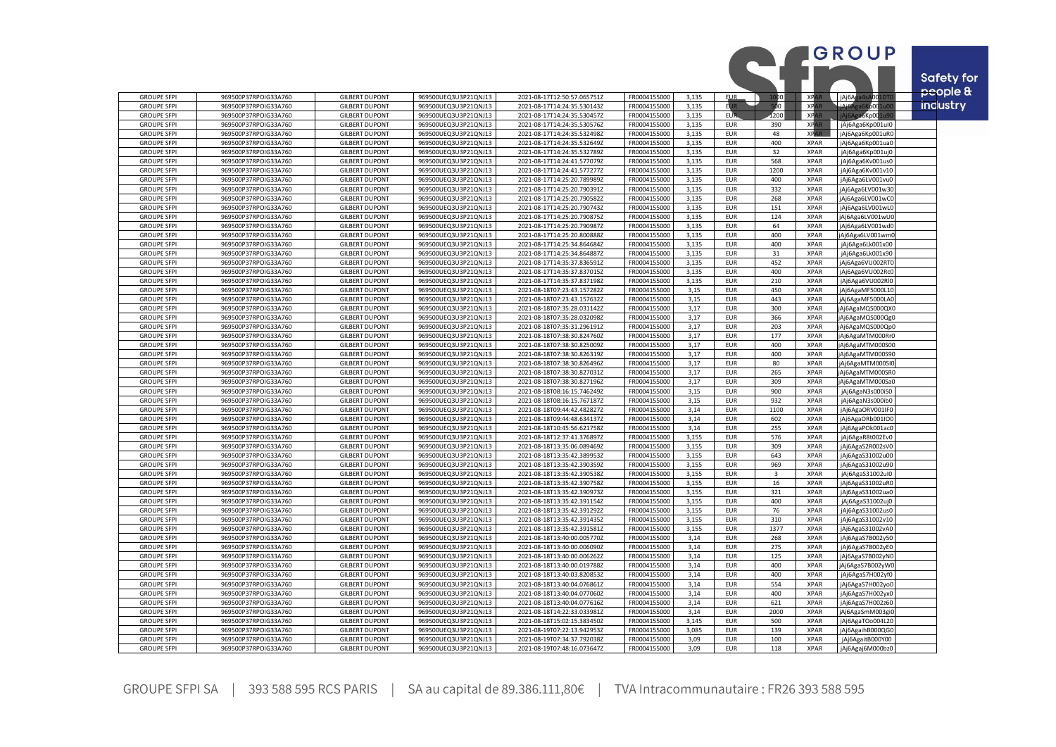| | | | | | | | | | | |
|---|---|---|---|---|---|---|---|---|---|---|
| GROUPE SFPI | 969500P37RPOIG33A760 | GILBERT DUPONT | 969500UEQ3U3P21QNJ13 | 2021-08-17T12:50:57.065751Z | FR0004155000 | 3,135 | EUR | 1000 | XPAR | jAj6Aga4sA001DT0 |
| GROUPE SFPI | 969500P37RPOIG33A760 | GILBERT DUPONT | 969500UEQ3U3P21QNJ13 | 2021-08-17T14:24:35.530143Z | FR0004155000 | 3,135 | EUR | 500 | XPAR | jAj6Aga6Kp001uO0 |
| GROUPE SFPI | 969500P37RPOIG33A760 | GILBERT DUPONT | 969500UEQ3U3P21QNJ13 | 2021-08-17T14:24:35.530457Z | FR0004155000 | 3,135 | EUR | 1200 | XPAR | jAj6Aga6Kp001u90 |
| GROUPE SFPI | 969500P37RPOIG33A760 | GILBERT DUPONT | 969500UEQ3U3P21QNJ13 | 2021-08-17T14:24:35.530576Z | FR0004155000 | 3,135 | EUR | 390 | XPAR | jAj6Aga6Kp001ul0 |
| GROUPE SFPI | 969500P37RPOIG33A760 | GILBERT DUPONT | 969500UEQ3U3P21QNJ13 | 2021-08-17T14:24:35.532498Z | FR0004155000 | 3,135 | EUR | 48 | XPAR | jAj6Aga6Kp001uR0 |
| GROUPE SFPI | 969500P37RPOIG33A760 | GILBERT DUPONT | 969500UEQ3U3P21QNJ13 | 2021-08-17T14:24:35.532649Z | FR0004155000 | 3,135 | EUR | 400 | XPAR | jAj6Aga6Kp001ua0 |
| GROUPE SFPI | 969500P37RPOIG33A760 | GILBERT DUPONT | 969500UEQ3U3P21QNJ13 | 2021-08-17T14:24:35.532789Z | FR0004155000 | 3,135 | EUR | 32 | XPAR | jAj6Aga6Kp001uj0 |
| GROUPE SFPI | 969500P37RPOIG33A760 | GILBERT DUPONT | 969500UEQ3U3P21QNJ13 | 2021-08-17T14:24:41.577079Z | FR0004155000 | 3,135 | EUR | 568 | XPAR | jAj6Aga6Kv001us0 |
| GROUPE SFPI | 969500P37RPOIG33A760 | GILBERT DUPONT | 969500UEQ3U3P21QNJ13 | 2021-08-17T14:24:41.577277Z | FR0004155000 | 3,135 | EUR | 1200 | XPAR | jAj6Aga6Kv001v10 |
| GROUPE SFPI | 969500P37RPOIG33A760 | GILBERT DUPONT | 969500UEQ3U3P21QNJ13 | 2021-08-17T14:25:20.789989Z | FR0004155000 | 3,135 | EUR | 400 | XPAR | jAj6Aga6LV001vu0 |
| GROUPE SFPI | 969500P37RPOIG33A760 | GILBERT DUPONT | 969500UEQ3U3P21QNJ13 | 2021-08-17T14:25:20.790391Z | FR0004155000 | 3,135 | EUR | 332 | XPAR | jAj6Aga6LV001w30 |
| GROUPE SFPI | 969500P37RPOIG33A760 | GILBERT DUPONT | 969500UEQ3U3P21QNJ13 | 2021-08-17T14:25:20.790582Z | FR0004155000 | 3,135 | EUR | 268 | XPAR | jAj6Aga6LV001wC0 |
| GROUPE SFPI | 969500P37RPOIG33A760 | GILBERT DUPONT | 969500UEQ3U3P21QNJ13 | 2021-08-17T14:25:20.790743Z | FR0004155000 | 3,135 | EUR | 151 | XPAR | jAj6Aga6LV001wL0 |
| GROUPE SFPI | 969500P37RPOIG33A760 | GILBERT DUPONT | 969500UEQ3U3P21QNJ13 | 2021-08-17T14:25:20.790875Z | FR0004155000 | 3,135 | EUR | 124 | XPAR | jAj6Aga6LV001wU0 |
| GROUPE SFPI | 969500P37RPOIG33A760 | GILBERT DUPONT | 969500UEQ3U3P21QNJ13 | 2021-08-17T14:25:20.790987Z | FR0004155000 | 3,135 | EUR | 64 | XPAR | jAj6Aga6LV001wd0 |
| GROUPE SFPI | 969500P37RPOIG33A760 | GILBERT DUPONT | 969500UEQ3U3P21QNJ13 | 2021-08-17T14:25:20.800888Z | FR0004155000 | 3,135 | EUR | 400 | XPAR | jAj6Aga6LV001wm0 |
| GROUPE SFPI | 969500P37RPOIG33A760 | GILBERT DUPONT | 969500UEQ3U3P21QNJ13 | 2021-08-17T14:25:34.864684Z | FR0004155000 | 3,135 | EUR | 400 | XPAR | jAj6Aga6Lk001x00 |
| GROUPE SFPI | 969500P37RPOIG33A760 | GILBERT DUPONT | 969500UEQ3U3P21QNJ13 | 2021-08-17T14:25:34.864887Z | FR0004155000 | 3,135 | EUR | 31 | XPAR | jAj6Aga6Lk001x90 |
| GROUPE SFPI | 969500P37RPOIG33A760 | GILBERT DUPONT | 969500UEQ3U3P21QNJ13 | 2021-08-17T14:35:37.836591Z | FR0004155000 | 3,135 | EUR | 452 | XPAR | jAj6Aga6VU002RT0 |
| GROUPE SFPI | 969500P37RPOIG33A760 | GILBERT DUPONT | 969500UEQ3U3P21QNJ13 | 2021-08-17T14:35:37.837015Z | FR0004155000 | 3,135 | EUR | 400 | XPAR | jAj6Aga6VU002Rc0 |
| GROUPE SFPI | 969500P37RPOIG33A760 | GILBERT DUPONT | 969500UEQ3U3P21QNJ13 | 2021-08-17T14:35:37.837198Z | FR0004155000 | 3,135 | EUR | 210 | XPAR | jAj6Aga6VU002Rl0 |
| GROUPE SFPI | 969500P37RPOIG33A760 | GILBERT DUPONT | 969500UEQ3U3P21QNJ13 | 2021-08-18T07:23:43.157282Z | FR0004155000 | 3,15 | EUR | 450 | XPAR | jAj6AgaMF5000L10 |
| GROUPE SFPI | 969500P37RPOIG33A760 | GILBERT DUPONT | 969500UEQ3U3P21QNJ13 | 2021-08-18T07:23:43.157632Z | FR0004155000 | 3,15 | EUR | 443 | XPAR | jAj6AgaMF5000LA0 |
| GROUPE SFPI | 969500P37RPOIG33A760 | GILBERT DUPONT | 969500UEQ3U3P21QNJ13 | 2021-08-18T07:35:28.031142Z | FR0004155000 | 3,17 | EUR | 300 | XPAR | jAj6AgaMQS000QX0 |
| GROUPE SFPI | 969500P37RPOIG33A760 | GILBERT DUPONT | 969500UEQ3U3P21QNJ13 | 2021-08-18T07:35:28.032098Z | FR0004155000 | 3,17 | EUR | 366 | XPAR | jAj6AgaMQS000Qg0 |
| GROUPE SFPI | 969500P37RPOIG33A760 | GILBERT DUPONT | 969500UEQ3U3P21QNJ13 | 2021-08-18T07:35:31.296191Z | FR0004155000 | 3,17 | EUR | 203 | XPAR | jAj6AgaMQS000Qp0 |
| GROUPE SFPI | 969500P37RPOIG33A760 | GILBERT DUPONT | 969500UEQ3U3P21QNJ13 | 2021-08-18T07:38:30.824760Z | FR0004155000 | 3,17 | EUR | 177 | XPAR | jAj6AgaMTM000Rr0 |
| GROUPE SFPI | 969500P37RPOIG33A760 | GILBERT DUPONT | 969500UEQ3U3P21QNJ13 | 2021-08-18T07:38:30.825009Z | FR0004155000 | 3,17 | EUR | 400 | XPAR | jAj6AgaMTM000S00 |
| GROUPE SFPI | 969500P37RPOIG33A760 | GILBERT DUPONT | 969500UEQ3U3P21QNJ13 | 2021-08-18T07:38:30.826319Z | FR0004155000 | 3,17 | EUR | 400 | XPAR | jAj6AgaMTM000S90 |
| GROUPE SFPI | 969500P37RPOIG33A760 | GILBERT DUPONT | 969500UEQ3U3P21QNJ13 | 2021-08-18T07:38:30.826496Z | FR0004155000 | 3,17 | EUR | 80 | XPAR | jAj6AgaMTM000SI0 |
| GROUPE SFPI | 969500P37RPOIG33A760 | GILBERT DUPONT | 969500UEQ3U3P21QNJ13 | 2021-08-18T07:38:30.827031Z | FR0004155000 | 3,17 | EUR | 265 | XPAR | jAj6AgaMTM000SR0 |
| GROUPE SFPI | 969500P37RPOIG33A760 | GILBERT DUPONT | 969500UEQ3U3P21QNJ13 | 2021-08-18T07:38:30.827196Z | FR0004155000 | 3,17 | EUR | 309 | XPAR | jAj6AgaMTM000Sa0 |
| GROUPE SFPI | 969500P37RPOIG33A760 | GILBERT DUPONT | 969500UEQ3U3P21QNJ13 | 2021-08-18T08:16:15.746249Z | FR0004155000 | 3,15 | EUR | 900 | XPAR | jAj6AgaN3s000iS0 |
| GROUPE SFPI | 969500P37RPOIG33A760 | GILBERT DUPONT | 969500UEQ3U3P21QNJ13 | 2021-08-18T08:16:15.767187Z | FR0004155000 | 3,15 | EUR | 932 | XPAR | jAj6AgaN3s000ib0 |
| GROUPE SFPI | 969500P37RPOIG33A760 | GILBERT DUPONT | 969500UEQ3U3P21QNJ13 | 2021-08-18T09:44:42.482827Z | FR0004155000 | 3,14 | EUR | 1100 | XPAR | jAj6AgaORV001IF0 |
| GROUPE SFPI | 969500P37RPOIG33A760 | GILBERT DUPONT | 969500UEQ3U3P21QNJ13 | 2021-08-18T09:44:48.634137Z | FR0004155000 | 3,14 | EUR | 602 | XPAR | jAj6AgaORb001IO0 |
| GROUPE SFPI | 969500P37RPOIG33A760 | GILBERT DUPONT | 969500UEQ3U3P21QNJ13 | 2021-08-18T10:45:56.621758Z | FR0004155000 | 3,14 | EUR | 255 | XPAR | jAj6AgaPOk001ac0 |
| GROUPE SFPI | 969500P37RPOIG33A760 | GILBERT DUPONT | 969500UEQ3U3P21QNJ13 | 2021-08-18T12:37:41.376897Z | FR0004155000 | 3,155 | EUR | 576 | XPAR | jAj6AgaR8t002Ev0 |
| GROUPE SFPI | 969500P37RPOIG33A760 | GILBERT DUPONT | 969500UEQ3U3P21QNJ13 | 2021-08-18T13:35:06.089469Z | FR0004155000 | 3,155 | EUR | 309 | XPAR | jAj6AgaS2R002sV0 |
| GROUPE SFPI | 969500P37RPOIG33A760 | GILBERT DUPONT | 969500UEQ3U3P21QNJ13 | 2021-08-18T13:35:42.389953Z | FR0004155000 | 3,155 | EUR | 643 | XPAR | jAj6AgaS31002u00 |
| GROUPE SFPI | 969500P37RPOIG33A760 | GILBERT DUPONT | 969500UEQ3U3P21QNJ13 | 2021-08-18T13:35:42.390359Z | FR0004155000 | 3,155 | EUR | 969 | XPAR | jAj6AgaS31002u90 |
| GROUPE SFPI | 969500P37RPOIG33A760 | GILBERT DUPONT | 969500UEQ3U3P21QNJ13 | 2021-08-18T13:35:42.390538Z | FR0004155000 | 3,155 | EUR | 3 | XPAR | jAj6AgaS31002ul0 |
| GROUPE SFPI | 969500P37RPOIG33A760 | GILBERT DUPONT | 969500UEQ3U3P21QNJ13 | 2021-08-18T13:35:42.390758Z | FR0004155000 | 3,155 | EUR | 16 | XPAR | jAj6AgaS31002uR0 |
| GROUPE SFPI | 969500P37RPOIG33A760 | GILBERT DUPONT | 969500UEQ3U3P21QNJ13 | 2021-08-18T13:35:42.390973Z | FR0004155000 | 3,155 | EUR | 321 | XPAR | jAj6AgaS31002ua0 |
| GROUPE SFPI | 969500P37RPOIG33A760 | GILBERT DUPONT | 969500UEQ3U3P21QNJ13 | 2021-08-18T13:35:42.391154Z | FR0004155000 | 3,155 | EUR | 400 | XPAR | jAj6AgaS31002uj0 |
| GROUPE SFPI | 969500P37RPOIG33A760 | GILBERT DUPONT | 969500UEQ3U3P21QNJ13 | 2021-08-18T13:35:42.391292Z | FR0004155000 | 3,155 | EUR | 76 | XPAR | jAj6AgaS31002us0 |
| GROUPE SFPI | 969500P37RPOIG33A760 | GILBERT DUPONT | 969500UEQ3U3P21QNJ13 | 2021-08-18T13:35:42.391435Z | FR0004155000 | 3,155 | EUR | 310 | XPAR | jAj6AgaS31002v10 |
| GROUPE SFPI | 969500P37RPOIG33A760 | GILBERT DUPONT | 969500UEQ3U3P21QNJ13 | 2021-08-18T13:35:42.391581Z | FR0004155000 | 3,155 | EUR | 1377 | XPAR | jAj6AgaS31002vA0 |
| GROUPE SFPI | 969500P37RPOIG33A760 | GILBERT DUPONT | 969500UEQ3U3P21QNJ13 | 2021-08-18T13:40:00.005770Z | FR0004155000 | 3,14 | EUR | 268 | XPAR | jAj6AgaS7B002yS0 |
| GROUPE SFPI | 969500P37RPOIG33A760 | GILBERT DUPONT | 969500UEQ3U3P21QNJ13 | 2021-08-18T13:40:00.006090Z | FR0004155000 | 3,14 | EUR | 275 | XPAR | jAj6AgaS7B002yE0 |
| GROUPE SFPI | 969500P37RPOIG33A760 | GILBERT DUPONT | 969500UEQ3U3P21QNJ13 | 2021-08-18T13:40:00.006262Z | FR0004155000 | 3,14 | EUR | 125 | XPAR | jAj6AgaS7B002yN0 |
| GROUPE SFPI | 969500P37RPOIG33A760 | GILBERT DUPONT | 969500UEQ3U3P21QNJ13 | 2021-08-18T13:40:00.019788Z | FR0004155000 | 3,14 | EUR | 400 | XPAR | jAj6AgaS7B002yW0 |
| GROUPE SFPI | 969500P37RPOIG33A760 | GILBERT DUPONT | 969500UEQ3U3P21QNJ13 | 2021-08-18T13:40:03.820853Z | FR0004155000 | 3,14 | EUR | 400 | XPAR | jAj6AgaS7H002yf0 |
| GROUPE SFPI | 969500P37RPOIG33A760 | GILBERT DUPONT | 969500UEQ3U3P21QNJ13 | 2021-08-18T13:40:04.076861Z | FR0004155000 | 3,14 | EUR | 554 | XPAR | jAj6AgaS7H002yo0 |
| GROUPE SFPI | 969500P37RPOIG33A760 | GILBERT DUPONT | 969500UEQ3U3P21QNJ13 | 2021-08-18T13:40:04.077060Z | FR0004155000 | 3,14 | EUR | 400 | XPAR | jAj6AgaS7H002yx0 |
| GROUPE SFPI | 969500P37RPOIG33A760 | GILBERT DUPONT | 969500UEQ3U3P21QNJ13 | 2021-08-18T13:40:04.077616Z | FR0004155000 | 3,14 | EUR | 621 | XPAR | jAj6AgaS7H002z60 |
| GROUPE SFPI | 969500P37RPOIG33A760 | GILBERT DUPONT | 969500UEQ3U3P21QNJ13 | 2021-08-18T14:22:33.033981Z | FR0004155000 | 3,14 | EUR | 2000 | XPAR | jAj6AgaSmM003gi0 |
| GROUPE SFPI | 969500P37RPOIG33A760 | GILBERT DUPONT | 969500UEQ3U3P21QNJ13 | 2021-08-18T15:02:15.383450Z | FR0004155000 | 3,145 | EUR | 500 | XPAR | jAj6AgaTOo004L20 |
| GROUPE SFPI | 969500P37RPOIG33A760 | GILBERT DUPONT | 969500UEQ3U3P21QNJ13 | 2021-08-19T07:22:13.942953Z | FR0004155000 | 3,085 | EUR | 139 | XPAR | jAj6AgaihB000QG0 |
| GROUPE SFPI | 969500P37RPOIG33A760 | GILBERT DUPONT | 969500UEQ3U3P21QNJ13 | 2021-08-19T07:34:37.792038Z | FR0004155000 | 3,09 | EUR | 100 | XPAR | jAj6AgaitB000Y00 |
| GROUPE SFPI | 969500P37RPOIG33A760 | GILBERT DUPONT | 969500UEQ3U3P21QNJ13 | 2021-08-19T07:48:16.073647Z | FR0004155000 | 3,09 | EUR | 118 | XPAR | jAj6Agaj6M000bz0 |

GROUPE SFPI SA | 393 588 595 RCS PARIS | SA au capital de 89.386.111,80€ | TVA Intracommunautaire : FR26 393 588 595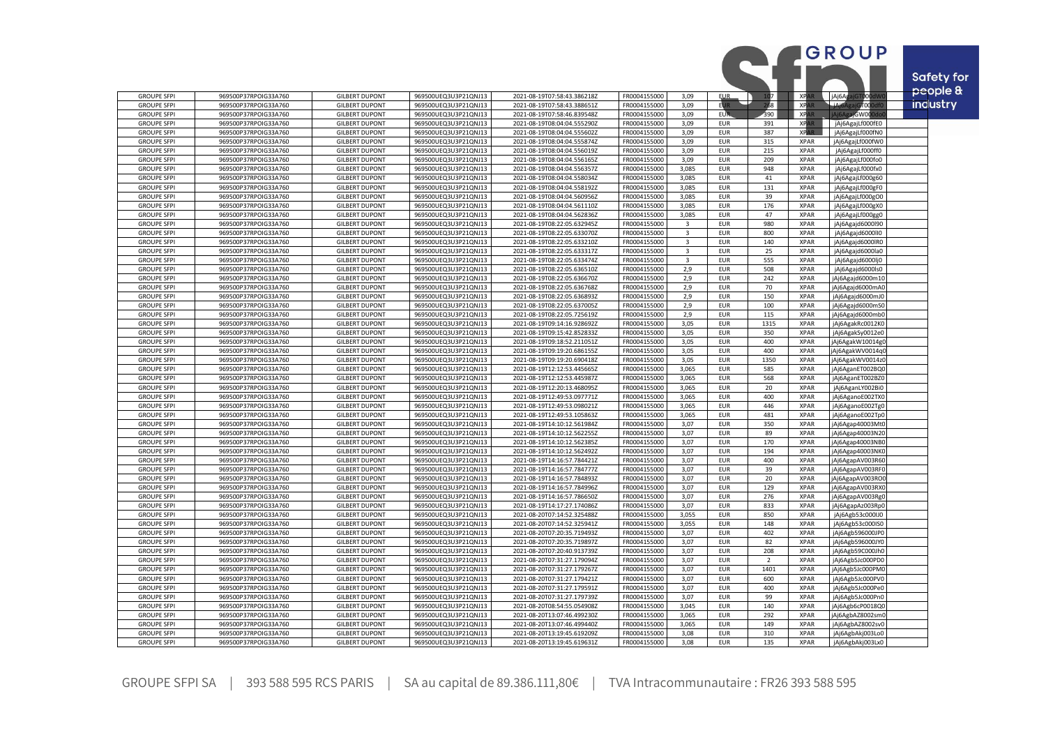| GROUPE SFPI | 969500P37RPOIG33A760 | GILBERT DUPONT | 969500UEQ3U3P21QNJ13 | 2021-08-19T07:58:43.386218Z | FR0004155000 | 3,09 | EUR | 107 | XPAR | jAj6AgajGT000dW0 |
|---|---|---|---|---|---|---|---|---|---|---|
| GROUPE SFPI | 969500P37RPOIG33A760 | GILBERT DUPONT | 969500UEQ3U3P21QNJ13 | 2021-08-19T07:58:43.388651Z | FR0004155000 | 3,09 | EUR | 268 | XPAR | jAj6AgajGT000df0 |
| GROUPE SFPI | 969500P37RPOIG33A760 | GILBERT DUPONT | 969500UEQ3U3P21QNJ13 | 2021-08-19T07:58:46.839548Z | FR0004155000 | 3,09 | EUR | 390 | XPAR | jAj6AgajGW000do0 |
| GROUPE SFPI | 969500P37RPOIG33A760 | GILBERT DUPONT | 969500UEQ3U3P21QNJ13 | 2021-08-19T08:04:04.555290Z | FR0004155000 | 3,09 | EUR | 391 | XPAR | jAj6AgajLf000fE0 |
| GROUPE SFPI | 969500P37RPOIG33A760 | GILBERT DUPONT | 969500UEQ3U3P21QNJ13 | 2021-08-19T08:04:04.555602Z | FR0004155000 | 3,09 | EUR | 387 | XPAR | jAj6AgajLf000fN0 |
| GROUPE SFPI | 969500P37RPOIG33A760 | GILBERT DUPONT | 969500UEQ3U3P21QNJ13 | 2021-08-19T08:04:04.555874Z | FR0004155000 | 3,09 | EUR | 315 | XPAR | jAj6AgajLf000fW0 |
| GROUPE SFPI | 969500P37RPOIG33A760 | GILBERT DUPONT | 969500UEQ3U3P21QNJ13 | 2021-08-19T08:04:04.556019Z | FR0004155000 | 3,09 | EUR | 215 | XPAR | jAj6AgajLf000ff0 |
| GROUPE SFPI | 969500P37RPOIG33A760 | GILBERT DUPONT | 969500UEQ3U3P21QNJ13 | 2021-08-19T08:04:04.556165Z | FR0004155000 | 3,09 | EUR | 209 | XPAR | jAj6AgajLf000fo0 |
| GROUPE SFPI | 969500P37RPOIG33A760 | GILBERT DUPONT | 969500UEQ3U3P21QNJ13 | 2021-08-19T08:04:04.556357Z | FR0004155000 | 3,085 | EUR | 948 | XPAR | jAj6AgajLf000fx0 |
| GROUPE SFPI | 969500P37RPOIG33A760 | GILBERT DUPONT | 969500UEQ3U3P21QNJ13 | 2021-08-19T08:04:04.558034Z | FR0004155000 | 3,085 | EUR | 41 | XPAR | jAj6AgajLf000g60 |
| GROUPE SFPI | 969500P37RPOIG33A760 | GILBERT DUPONT | 969500UEQ3U3P21QNJ13 | 2021-08-19T08:04:04.558192Z | FR0004155000 | 3,085 | EUR | 131 | XPAR | jAj6AgajLf000gF0 |
| GROUPE SFPI | 969500P37RPOIG33A760 | GILBERT DUPONT | 969500UEQ3U3P21QNJ13 | 2021-08-19T08:04:04.560956Z | FR0004155000 | 3,085 | EUR | 39 | XPAR | jAj6AgajLf000gO0 |
| GROUPE SFPI | 969500P37RPOIG33A760 | GILBERT DUPONT | 969500UEQ3U3P21QNJ13 | 2021-08-19T08:04:04.561110Z | FR0004155000 | 3,085 | EUR | 176 | XPAR | jAj6AgajLf000gX0 |
| GROUPE SFPI | 969500P37RPOIG33A760 | GILBERT DUPONT | 969500UEQ3U3P21QNJ13 | 2021-08-19T08:04:04.562836Z | FR0004155000 | 3,085 | EUR | 47 | XPAR | jAj6AgajLf000gg0 |
| GROUPE SFPI | 969500P37RPOIG33A760 | GILBERT DUPONT | 969500UEQ3U3P21QNJ13 | 2021-08-19T08:22:05.632945Z | FR0004155000 | 3 | EUR | 980 | XPAR | jAj6Agajd6000l90 |
| GROUPE SFPI | 969500P37RPOIG33A760 | GILBERT DUPONT | 969500UEQ3U3P21QNJ13 | 2021-08-19T08:22:05.633070Z | FR0004155000 | 3 | EUR | 800 | XPAR | jAj6Agajd6000lI0 |
| GROUPE SFPI | 969500P37RPOIG33A760 | GILBERT DUPONT | 969500UEQ3U3P21QNJ13 | 2021-08-19T08:22:05.633210Z | FR0004155000 | 3 | EUR | 140 | XPAR | jAj6Agajd6000lR0 |
| GROUPE SFPI | 969500P37RPOIG33A760 | GILBERT DUPONT | 969500UEQ3U3P21QNJ13 | 2021-08-19T08:22:05.633317Z | FR0004155000 | 3 | EUR | 25 | XPAR | jAj6Agajd6000la0 |
| GROUPE SFPI | 969500P37RPOIG33A760 | GILBERT DUPONT | 969500UEQ3U3P21QNJ13 | 2021-08-19T08:22:05.633474Z | FR0004155000 | 3 | EUR | 555 | XPAR | jAj6Agajd6000lj0 |
| GROUPE SFPI | 969500P37RPOIG33A760 | GILBERT DUPONT | 969500UEQ3U3P21QNJ13 | 2021-08-19T08:22:05.636510Z | FR0004155000 | 2,9 | EUR | 508 | XPAR | jAj6Agajd6000ls0 |
| GROUPE SFPI | 969500P37RPOIG33A760 | GILBERT DUPONT | 969500UEQ3U3P21QNJ13 | 2021-08-19T08:22:05.636670Z | FR0004155000 | 2,9 | EUR | 242 | XPAR | jAj6Agajd6000m10 |
| GROUPE SFPI | 969500P37RPOIG33A760 | GILBERT DUPONT | 969500UEQ3U3P21QNJ13 | 2021-08-19T08:22:05.636768Z | FR0004155000 | 2,9 | EUR | 70 | XPAR | jAj6Agajd6000mA0 |
| GROUPE SFPI | 969500P37RPOIG33A760 | GILBERT DUPONT | 969500UEQ3U3P21QNJ13 | 2021-08-19T08:22:05.636893Z | FR0004155000 | 2,9 | EUR | 150 | XPAR | jAj6Agajd6000mJ0 |
| GROUPE SFPI | 969500P37RPOIG33A760 | GILBERT DUPONT | 969500UEQ3U3P21QNJ13 | 2021-08-19T08:22:05.637005Z | FR0004155000 | 2,9 | EUR | 100 | XPAR | jAj6Agajd6000mS0 |
| GROUPE SFPI | 969500P37RPOIG33A760 | GILBERT DUPONT | 969500UEQ3U3P21QNJ13 | 2021-08-19T08:22:05.725619Z | FR0004155000 | 2,9 | EUR | 115 | XPAR | jAj6Agajd6000mb0 |
| GROUPE SFPI | 969500P37RPOIG33A760 | GILBERT DUPONT | 969500UEQ3U3P21QNJ13 | 2021-08-19T09:14:16.928692Z | FR0004155000 | 3,05 | EUR | 1315 | XPAR | jAj6AgakRc0012K0 |
| GROUPE SFPI | 969500P37RPOIG33A760 | GILBERT DUPONT | 969500UEQ3U3P21QNJ13 | 2021-08-19T09:15:42.852833Z | FR0004155000 | 3,05 | EUR | 350 | XPAR | jAj6AgakSy0012e0 |
| GROUPE SFPI | 969500P37RPOIG33A760 | GILBERT DUPONT | 969500UEQ3U3P21QNJ13 | 2021-08-19T09:18:52.211051Z | FR0004155000 | 3,05 | EUR | 400 | XPAR | jAj6AgakW10014g0 |
| GROUPE SFPI | 969500P37RPOIG33A760 | GILBERT DUPONT | 969500UEQ3U3P21QNJ13 | 2021-08-19T09:19:20.686155Z | FR0004155000 | 3,05 | EUR | 400 | XPAR | jAj6AgakWV0014q0 |
| GROUPE SFPI | 969500P37RPOIG33A760 | GILBERT DUPONT | 969500UEQ3U3P21QNJ13 | 2021-08-19T09:19:20.690418Z | FR0004155000 | 3,05 | EUR | 1350 | XPAR | jAj6AgakWV0014z0 |
| GROUPE SFPI | 969500P37RPOIG33A760 | GILBERT DUPONT | 969500UEQ3U3P21QNJ13 | 2021-08-19T12:12:53.445665Z | FR0004155000 | 3,065 | EUR | 585 | XPAR | jAj6AganET002BQ0 |
| GROUPE SFPI | 969500P37RPOIG33A760 | GILBERT DUPONT | 969500UEQ3U3P21QNJ13 | 2021-08-19T12:12:53.445987Z | FR0004155000 | 3,065 | EUR | 568 | XPAR | jAj6AganET002BZ0 |
| GROUPE SFPI | 969500P37RPOIG33A760 | GILBERT DUPONT | 969500UEQ3U3P21QNJ13 | 2021-08-19T12:20:13.468095Z | FR0004155000 | 3,065 | EUR | 20 | XPAR | jAj6AganLY002Bi0 |
| GROUPE SFPI | 969500P37RPOIG33A760 | GILBERT DUPONT | 969500UEQ3U3P21QNJ13 | 2021-08-19T12:49:53.097771Z | FR0004155000 | 3,065 | EUR | 400 | XPAR | jAj6AganoE002TX0 |
| GROUPE SFPI | 969500P37RPOIG33A760 | GILBERT DUPONT | 969500UEQ3U3P21QNJ13 | 2021-08-19T12:49:53.098021Z | FR0004155000 | 3,065 | EUR | 446 | XPAR | jAj6AganoE002Tg0 |
| GROUPE SFPI | 969500P37RPOIG33A760 | GILBERT DUPONT | 969500UEQ3U3P21QNJ13 | 2021-08-19T12:49:53.105863Z | FR0004155000 | 3,065 | EUR | 481 | XPAR | jAj6AganoE002Tp0 |
| GROUPE SFPI | 969500P37RPOIG33A760 | GILBERT DUPONT | 969500UEQ3U3P21QNJ13 | 2021-08-19T14:10:12.561984Z | FR0004155000 | 3,07 | EUR | 350 | XPAR | jAj6Agap40003Mt0 |
| GROUPE SFPI | 969500P37RPOIG33A760 | GILBERT DUPONT | 969500UEQ3U3P21QNJ13 | 2021-08-19T14:10:12.562255Z | FR0004155000 | 3,07 | EUR | 89 | XPAR | jAj6Agap40003N20 |
| GROUPE SFPI | 969500P37RPOIG33A760 | GILBERT DUPONT | 969500UEQ3U3P21QNJ13 | 2021-08-19T14:10:12.562385Z | FR0004155000 | 3,07 | EUR | 170 | XPAR | jAj6Agap40003NB0 |
| GROUPE SFPI | 969500P37RPOIG33A760 | GILBERT DUPONT | 969500UEQ3U3P21QNJ13 | 2021-08-19T14:10:12.562492Z | FR0004155000 | 3,07 | EUR | 194 | XPAR | jAj6Agap40003NK0 |
| GROUPE SFPI | 969500P37RPOIG33A760 | GILBERT DUPONT | 969500UEQ3U3P21QNJ13 | 2021-08-19T14:16:57.784421Z | FR0004155000 | 3,07 | EUR | 400 | XPAR | jAj6AgapAV003R60 |
| GROUPE SFPI | 969500P37RPOIG33A760 | GILBERT DUPONT | 969500UEQ3U3P21QNJ13 | 2021-08-19T14:16:57.784777Z | FR0004155000 | 3,07 | EUR | 39 | XPAR | jAj6AgapAV003RF0 |
| GROUPE SFPI | 969500P37RPOIG33A760 | GILBERT DUPONT | 969500UEQ3U3P21QNJ13 | 2021-08-19T14:16:57.784893Z | FR0004155000 | 3,07 | EUR | 20 | XPAR | jAj6AgapAV003RO0 |
| GROUPE SFPI | 969500P37RPOIG33A760 | GILBERT DUPONT | 969500UEQ3U3P21QNJ13 | 2021-08-19T14:16:57.784996Z | FR0004155000 | 3,07 | EUR | 129 | XPAR | jAj6AgapAV003RX0 |
| GROUPE SFPI | 969500P37RPOIG33A760 | GILBERT DUPONT | 969500UEQ3U3P21QNJ13 | 2021-08-19T14:16:57.786650Z | FR0004155000 | 3,07 | EUR | 276 | XPAR | jAj6AgapAV003Rg0 |
| GROUPE SFPI | 969500P37RPOIG33A760 | GILBERT DUPONT | 969500UEQ3U3P21QNJ13 | 2021-08-19T14:17:27.174086Z | FR0004155000 | 3,07 | EUR | 833 | XPAR | jAj6AgapAz003Rp0 |
| GROUPE SFPI | 969500P37RPOIG33A760 | GILBERT DUPONT | 969500UEQ3U3P21QNJ13 | 2021-08-20T07:14:52.325488Z | FR0004155000 | 3,055 | EUR | 850 | XPAR | jAj6Agb53c000IJ0 |
| GROUPE SFPI | 969500P37RPOIG33A760 | GILBERT DUPONT | 969500UEQ3U3P21QNJ13 | 2021-08-20T07:14:52.325941Z | FR0004155000 | 3,055 | EUR | 148 | XPAR | jAj6Agb53c000IS0 |
| GROUPE SFPI | 969500P37RPOIG33A760 | GILBERT DUPONT | 969500UEQ3U3P21QNJ13 | 2021-08-20T07:20:35.719493Z | FR0004155000 | 3,07 | EUR | 402 | XPAR | jAj6Agb596000JP0 |
| GROUPE SFPI | 969500P37RPOIG33A760 | GILBERT DUPONT | 969500UEQ3U3P21QNJ13 | 2021-08-20T07:20:35.719897Z | FR0004155000 | 3,07 | EUR | 82 | XPAR | jAj6Agb596000JY0 |
| GROUPE SFPI | 969500P37RPOIG33A760 | GILBERT DUPONT | 969500UEQ3U3P21QNJ13 | 2021-08-20T07:20:40.913739Z | FR0004155000 | 3,07 | EUR | 208 | XPAR | jAj6Agb59C000Jh0 |
| GROUPE SFPI | 969500P37RPOIG33A760 | GILBERT DUPONT | 969500UEQ3U3P21QNJ13 | 2021-08-20T07:31:27.179094Z | FR0004155000 | 3,07 | EUR | 2 | XPAR | jAj6Agb5Jc000PD0 |
| GROUPE SFPI | 969500P37RPOIG33A760 | GILBERT DUPONT | 969500UEQ3U3P21QNJ13 | 2021-08-20T07:31:27.179267Z | FR0004155000 | 3,07 | EUR | 1401 | XPAR | jAj6Agb5Jc000PM0 |
| GROUPE SFPI | 969500P37RPOIG33A760 | GILBERT DUPONT | 969500UEQ3U3P21QNJ13 | 2021-08-20T07:31:27.179421Z | FR0004155000 | 3,07 | EUR | 600 | XPAR | jAj6Agb5Jc000PV0 |
| GROUPE SFPI | 969500P37RPOIG33A760 | GILBERT DUPONT | 969500UEQ3U3P21QNJ13 | 2021-08-20T07:31:27.179591Z | FR0004155000 | 3,07 | EUR | 400 | XPAR | jAj6Agb5Jc000Pe0 |
| GROUPE SFPI | 969500P37RPOIG33A760 | GILBERT DUPONT | 969500UEQ3U3P21QNJ13 | 2021-08-20T07:31:27.179739Z | FR0004155000 | 3,07 | EUR | 99 | XPAR | jAj6Agb5Jc000Pn0 |
| GROUPE SFPI | 969500P37RPOIG33A760 | GILBERT DUPONT | 969500UEQ3U3P21QNJ13 | 2021-08-20T08:54:55.054908Z | FR0004155000 | 3,045 | EUR | 140 | XPAR | jAj6Agb6cP0018Q0 |
| GROUPE SFPI | 969500P37RPOIG33A760 | GILBERT DUPONT | 969500UEQ3U3P21QNJ13 | 2021-08-20T13:07:46.499230Z | FR0004155000 | 3,065 | EUR | 292 | XPAR | jAj6AgbAZ8002sm0 |
| GROUPE SFPI | 969500P37RPOIG33A760 | GILBERT DUPONT | 969500UEQ3U3P21QNJ13 | 2021-08-20T13:07:46.499440Z | FR0004155000 | 3,065 | EUR | 149 | XPAR | jAj6AgbAZ8002sv0 |
| GROUPE SFPI | 969500P37RPOIG33A760 | GILBERT DUPONT | 969500UEQ3U3P21QNJ13 | 2021-08-20T13:19:45.619209Z | FR0004155000 | 3,08 | EUR | 310 | XPAR | jAj6AgbAkj003Lo0 |
| GROUPE SFPI | 969500P37RPOIG33A760 | GILBERT DUPONT | 969500UEQ3U3P21QNJ13 | 2021-08-20T13:19:45.619631Z | FR0004155000 | 3,08 | EUR | 135 | XPAR | jAj6AgbAkj003Lx0 |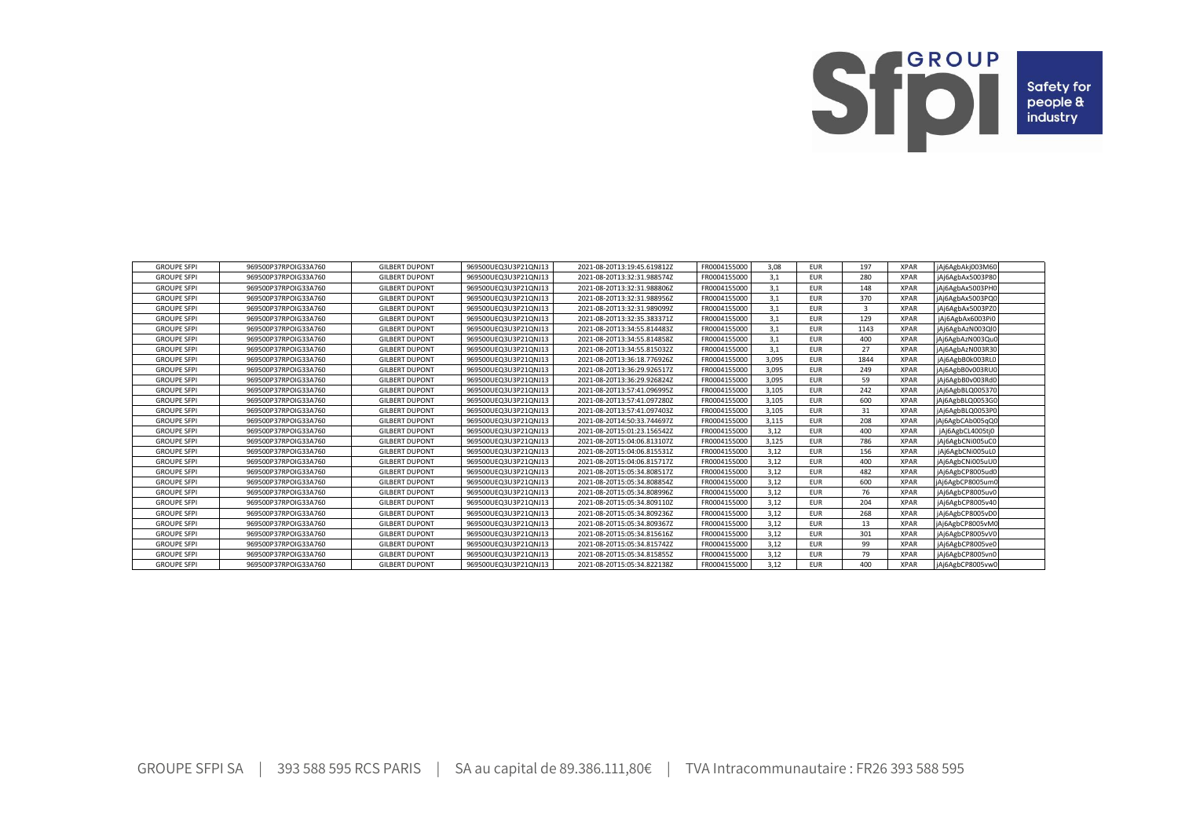| | | | | | | | | | | | |
|---|---|---|---|---|---|---|---|---|---|---|---|
| GROUPE SFPI | 969500P37RPOIG33A760 | GILBERT DUPONT | 969500UEQ3U3P21QNJ13 | 2021-08-20T13:19:45.619812Z | FR0004155000 | 3,08 | EUR | 197 | XPAR | jAj6AgbAkj003M60 | |
| GROUPE SFPI | 969500P37RPOIG33A760 | GILBERT DUPONT | 969500UEQ3U3P21QNJ13 | 2021-08-20T13:32:31.988574Z | FR0004155000 | 3,1 | EUR | 280 | XPAR | jAj6AgbAx5003P80 | |
| GROUPE SFPI | 969500P37RPOIG33A760 | GILBERT DUPONT | 969500UEQ3U3P21QNJ13 | 2021-08-20T13:32:31.988806Z | FR0004155000 | 3,1 | EUR | 148 | XPAR | jAj6AgbAx5003PH0 | |
| GROUPE SFPI | 969500P37RPOIG33A760 | GILBERT DUPONT | 969500UEQ3U3P21QNJ13 | 2021-08-20T13:32:31.988956Z | FR0004155000 | 3,1 | EUR | 370 | XPAR | jAj6AgbAx5003PQ0 | |
| GROUPE SFPI | 969500P37RPOIG33A760 | GILBERT DUPONT | 969500UEQ3U3P21QNJ13 | 2021-08-20T13:32:31.989099Z | FR0004155000 | 3,1 | EUR | 3 | XPAR | jAj6AgbAx5003PZ0 | |
| GROUPE SFPI | 969500P37RPOIG33A760 | GILBERT DUPONT | 969500UEQ3U3P21QNJ13 | 2021-08-20T13:32:35.383371Z | FR0004155000 | 3,1 | EUR | 129 | XPAR | jAj6AgbAx6003Pi0 | |
| GROUPE SFPI | 969500P37RPOIG33A760 | GILBERT DUPONT | 969500UEQ3U3P21QNJ13 | 2021-08-20T13:34:55.814483Z | FR0004155000 | 3,1 | EUR | 1143 | XPAR | jAj6AgbAzN003QI0 | |
| GROUPE SFPI | 969500P37RPOIG33A760 | GILBERT DUPONT | 969500UEQ3U3P21QNJ13 | 2021-08-20T13:34:55.814858Z | FR0004155000 | 3,1 | EUR | 400 | XPAR | jAj6AgbAzN003Qu0 | |
| GROUPE SFPI | 969500P37RPOIG33A760 | GILBERT DUPONT | 969500UEQ3U3P21QNJ13 | 2021-08-20T13:34:55.815032Z | FR0004155000 | 3,1 | EUR | 27 | XPAR | jAj6AgbAzN003R30 | |
| GROUPE SFPI | 969500P37RPOIG33A760 | GILBERT DUPONT | 969500UEQ3U3P21QNJ13 | 2021-08-20T13:36:18.776926Z | FR0004155000 | 3,095 | EUR | 1844 | XPAR | jAj6AgbB0k003RL0 | |
| GROUPE SFPI | 969500P37RPOIG33A760 | GILBERT DUPONT | 969500UEQ3U3P21QNJ13 | 2021-08-20T13:36:29.926517Z | FR0004155000 | 3,095 | EUR | 249 | XPAR | jAj6AgbB0v003RU0 | |
| GROUPE SFPI | 969500P37RPOIG33A760 | GILBERT DUPONT | 969500UEQ3U3P21QNJ13 | 2021-08-20T13:36:29.926824Z | FR0004155000 | 3,095 | EUR | 59 | XPAR | jAj6AgbB0v003Rd0 | |
| GROUPE SFPI | 969500P37RPOIG33A760 | GILBERT DUPONT | 969500UEQ3U3P21QNJ13 | 2021-08-20T13:57:41.096995Z | FR0004155000 | 3,105 | EUR | 242 | XPAR | jAj6AgbBLQ005370 | |
| GROUPE SFPI | 969500P37RPOIG33A760 | GILBERT DUPONT | 969500UEQ3U3P21QNJ13 | 2021-08-20T13:57:41.097280Z | FR0004155000 | 3,105 | EUR | 600 | XPAR | jAj6AgbBLQ0053G0 | |
| GROUPE SFPI | 969500P37RPOIG33A760 | GILBERT DUPONT | 969500UEQ3U3P21QNJ13 | 2021-08-20T13:57:41.097403Z | FR0004155000 | 3,105 | EUR | 31 | XPAR | jAj6AgbBLQ0053P0 | |
| GROUPE SFPI | 969500P37RPOIG33A760 | GILBERT DUPONT | 969500UEQ3U3P21QNJ13 | 2021-08-20T14:50:33.744697Z | FR0004155000 | 3,115 | EUR | 208 | XPAR | jAj6AgbCAb005qQ0 | |
| GROUPE SFPI | 969500P37RPOIG33A760 | GILBERT DUPONT | 969500UEQ3U3P21QNJ13 | 2021-08-20T15:01:23.156542Z | FR0004155000 | 3,12 | EUR | 400 | XPAR | jAj6AgbCL4005tj0 | |
| GROUPE SFPI | 969500P37RPOIG33A760 | GILBERT DUPONT | 969500UEQ3U3P21QNJ13 | 2021-08-20T15:04:06.813107Z | FR0004155000 | 3,125 | EUR | 786 | XPAR | jAj6AgbCNi005uC0 | |
| GROUPE SFPI | 969500P37RPOIG33A760 | GILBERT DUPONT | 969500UEQ3U3P21QNJ13 | 2021-08-20T15:04:06.815531Z | FR0004155000 | 3,12 | EUR | 156 | XPAR | jAj6AgbCNi005uL0 | |
| GROUPE SFPI | 969500P37RPOIG33A760 | GILBERT DUPONT | 969500UEQ3U3P21QNJ13 | 2021-08-20T15:04:06.815717Z | FR0004155000 | 3,12 | EUR | 400 | XPAR | jAj6AgbCNi005uU0 | |
| GROUPE SFPI | 969500P37RPOIG33A760 | GILBERT DUPONT | 969500UEQ3U3P21QNJ13 | 2021-08-20T15:05:34.808517Z | FR0004155000 | 3,12 | EUR | 482 | XPAR | jAj6AgbCP8005ud0 | |
| GROUPE SFPI | 969500P37RPOIG33A760 | GILBERT DUPONT | 969500UEQ3U3P21QNJ13 | 2021-08-20T15:05:34.808854Z | FR0004155000 | 3,12 | EUR | 600 | XPAR | jAj6AgbCP8005um0 | |
| GROUPE SFPI | 969500P37RPOIG33A760 | GILBERT DUPONT | 969500UEQ3U3P21QNJ13 | 2021-08-20T15:05:34.808996Z | FR0004155000 | 3,12 | EUR | 76 | XPAR | jAj6AgbCP8005uv0 | |
| GROUPE SFPI | 969500P37RPOIG33A760 | GILBERT DUPONT | 969500UEQ3U3P21QNJ13 | 2021-08-20T15:05:34.809110Z | FR0004155000 | 3,12 | EUR | 204 | XPAR | jAj6AgbCP8005v40 | |
| GROUPE SFPI | 969500P37RPOIG33A760 | GILBERT DUPONT | 969500UEQ3U3P21QNJ13 | 2021-08-20T15:05:34.809236Z | FR0004155000 | 3,12 | EUR | 268 | XPAR | jAj6AgbCP8005vD0 | |
| GROUPE SFPI | 969500P37RPOIG33A760 | GILBERT DUPONT | 969500UEQ3U3P21QNJ13 | 2021-08-20T15:05:34.809367Z | FR0004155000 | 3,12 | EUR | 13 | XPAR | jAj6AgbCP8005vM0 | |
| GROUPE SFPI | 969500P37RPOIG33A760 | GILBERT DUPONT | 969500UEQ3U3P21QNJ13 | 2021-08-20T15:05:34.815616Z | FR0004155000 | 3,12 | EUR | 301 | XPAR | jAj6AgbCP8005vV0 | |
| GROUPE SFPI | 969500P37RPOIG33A760 | GILBERT DUPONT | 969500UEQ3U3P21QNJ13 | 2021-08-20T15:05:34.815742Z | FR0004155000 | 3,12 | EUR | 99 | XPAR | jAj6AgbCP8005ve0 | |
| GROUPE SFPI | 969500P37RPOIG33A760 | GILBERT DUPONT | 969500UEQ3U3P21QNJ13 | 2021-08-20T15:05:34.815855Z | FR0004155000 | 3,12 | EUR | 79 | XPAR | jAj6AgbCP8005vn0 | |
| GROUPE SFPI | 969500P37RPOIG33A760 | GILBERT DUPONT | 969500UEQ3U3P21QNJ13 | 2021-08-20T15:05:34.822138Z | FR0004155000 | 3,12 | EUR | 400 | XPAR | jAj6AgbCP8005vw0 | |